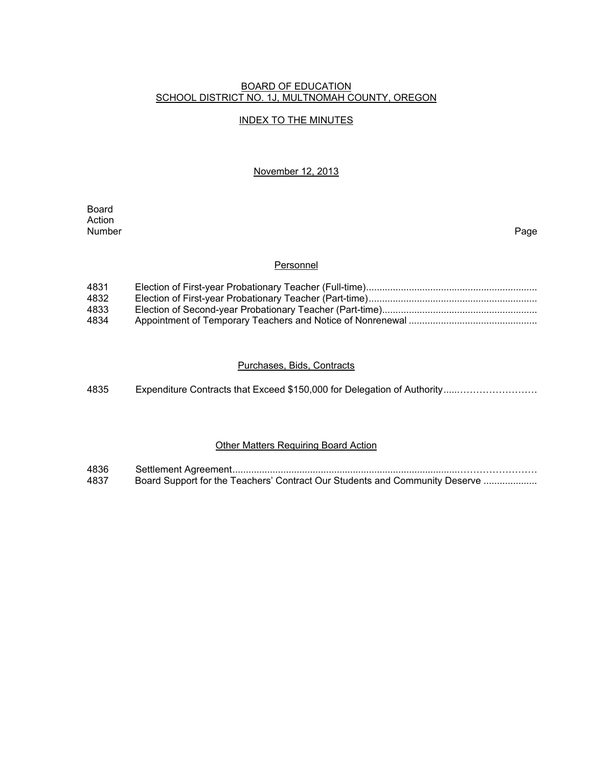# BOARD OF EDUCATION
## SCHOOL DISTRICT NO. 1J, MULTNOMAH COUNTY, OREGON

### INDEX TO THE MINUTES

November 12, 2013

| Board Action Number | | Page |
|---|---|---|
| | **Personnel** | |
| 4831 | Election of First-year Probationary Teacher (Full-time) | |
| 4832 | Election of First-year Probationary Teacher (Part-time) | |
| 4833 | Election of Second-year Probationary Teacher (Part-time) | |
| 4834 | Appointment of Temporary Teachers and Notice of Nonrenewal | |
| | **Purchases, Bids, Contracts** | |
| 4835 | Expenditure Contracts that Exceed $150,000 for Delegation of Authority | |
| | **Other Matters Requiring Board Action** | |
| 4836 | Settlement Agreement | |
| 4837 | Board Support for the Teachers' Contract Our Students and Community Deserve | |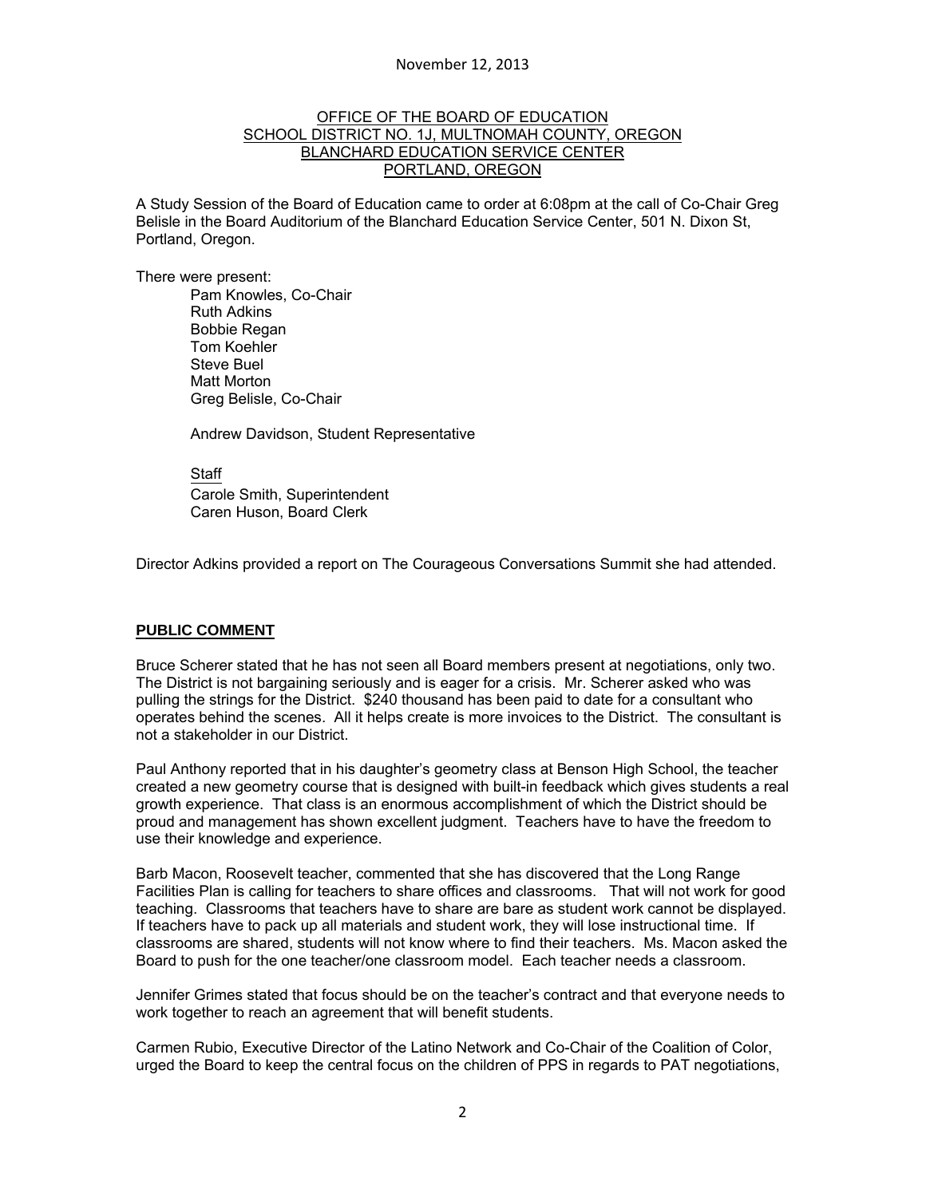November 12, 2013

OFFICE OF THE BOARD OF EDUCATION
SCHOOL DISTRICT NO. 1J, MULTNOMAH COUNTY, OREGON
BLANCHARD EDUCATION SERVICE CENTER
PORTLAND, OREGON

A Study Session of the Board of Education came to order at 6:08pm at the call of Co-Chair Greg Belisle in the Board Auditorium of the Blanchard Education Service Center, 501 N. Dixon St, Portland, Oregon.

There were present:

Pam Knowles, Co-Chair
Ruth Adkins
Bobbie Regan
Tom Koehler
Steve Buel
Matt Morton
Greg Belisle, Co-Chair

Andrew Davidson, Student Representative

Staff
Carole Smith, Superintendent
Caren Huson, Board Clerk

Director Adkins provided a report on The Courageous Conversations Summit she had attended.

**PUBLIC COMMENT**

Bruce Scherer stated that he has not seen all Board members present at negotiations, only two. The District is not bargaining seriously and is eager for a crisis. Mr. Scherer asked who was pulling the strings for the District. $240 thousand has been paid to date for a consultant who operates behind the scenes. All it helps create is more invoices to the District. The consultant is not a stakeholder in our District.

Paul Anthony reported that in his daughter's geometry class at Benson High School, the teacher created a new geometry course that is designed with built-in feedback which gives students a real growth experience. That class is an enormous accomplishment of which the District should be proud and management has shown excellent judgment. Teachers have to have the freedom to use their knowledge and experience.

Barb Macon, Roosevelt teacher, commented that she has discovered that the Long Range Facilities Plan is calling for teachers to share offices and classrooms. That will not work for good teaching. Classrooms that teachers have to share are bare as student work cannot be displayed. If teachers have to pack up all materials and student work, they will lose instructional time. If classrooms are shared, students will not know where to find their teachers. Ms. Macon asked the Board to push for the one teacher/one classroom model. Each teacher needs a classroom.

Jennifer Grimes stated that focus should be on the teacher's contract and that everyone needs to work together to reach an agreement that will benefit students.

Carmen Rubio, Executive Director of the Latino Network and Co-Chair of the Coalition of Color, urged the Board to keep the central focus on the children of PPS in regards to PAT negotiations,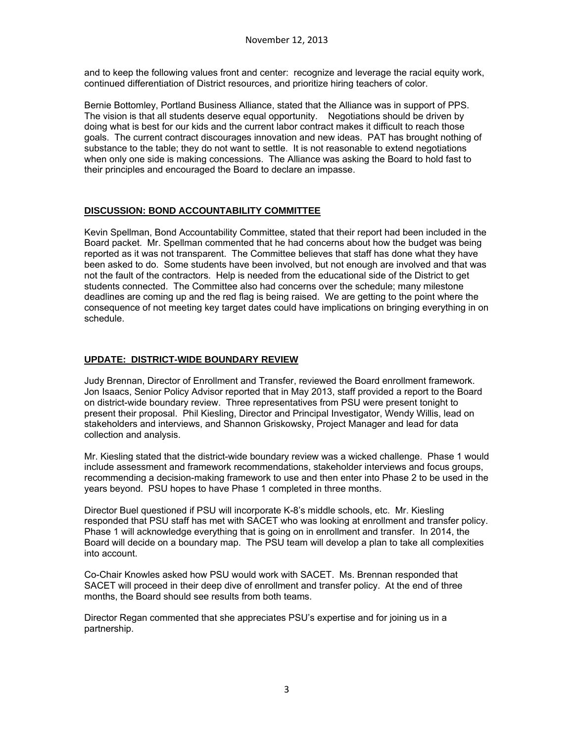and to keep the following values front and center: recognize and leverage the racial equity work, continued differentiation of District resources, and prioritize hiring teachers of color.

Bernie Bottomley, Portland Business Alliance, stated that the Alliance was in support of PPS. The vision is that all students deserve equal opportunity. Negotiations should be driven by doing what is best for our kids and the current labor contract makes it difficult to reach those goals. The current contract discourages innovation and new ideas. PAT has brought nothing of substance to the table; they do not want to settle. It is not reasonable to extend negotiations when only one side is making concessions. The Alliance was asking the Board to hold fast to their principles and encouraged the Board to declare an impasse.

## DISCUSSION: BOND ACCOUNTABILITY COMMITTEE

Kevin Spellman, Bond Accountability Committee, stated that their report had been included in the Board packet. Mr. Spellman commented that he had concerns about how the budget was being reported as it was not transparent. The Committee believes that staff has done what they have been asked to do. Some students have been involved, but not enough are involved and that was not the fault of the contractors. Help is needed from the educational side of the District to get students connected. The Committee also had concerns over the schedule; many milestone deadlines are coming up and the red flag is being raised. We are getting to the point where the consequence of not meeting key target dates could have implications on bringing everything in on schedule.

## UPDATE: DISTRICT-WIDE BOUNDARY REVIEW

Judy Brennan, Director of Enrollment and Transfer, reviewed the Board enrollment framework. Jon Isaacs, Senior Policy Advisor reported that in May 2013, staff provided a report to the Board on district-wide boundary review. Three representatives from PSU were present tonight to present their proposal. Phil Kiesling, Director and Principal Investigator, Wendy Willis, lead on stakeholders and interviews, and Shannon Griskowsky, Project Manager and lead for data collection and analysis.

Mr. Kiesling stated that the district-wide boundary review was a wicked challenge. Phase 1 would include assessment and framework recommendations, stakeholder interviews and focus groups, recommending a decision-making framework to use and then enter into Phase 2 to be used in the years beyond. PSU hopes to have Phase 1 completed in three months.

Director Buel questioned if PSU will incorporate K-8's middle schools, etc. Mr. Kiesling responded that PSU staff has met with SACET who was looking at enrollment and transfer policy. Phase 1 will acknowledge everything that is going on in enrollment and transfer. In 2014, the Board will decide on a boundary map. The PSU team will develop a plan to take all complexities into account.

Co-Chair Knowles asked how PSU would work with SACET. Ms. Brennan responded that SACET will proceed in their deep dive of enrollment and transfer policy. At the end of three months, the Board should see results from both teams.

Director Regan commented that she appreciates PSU's expertise and for joining us in a partnership.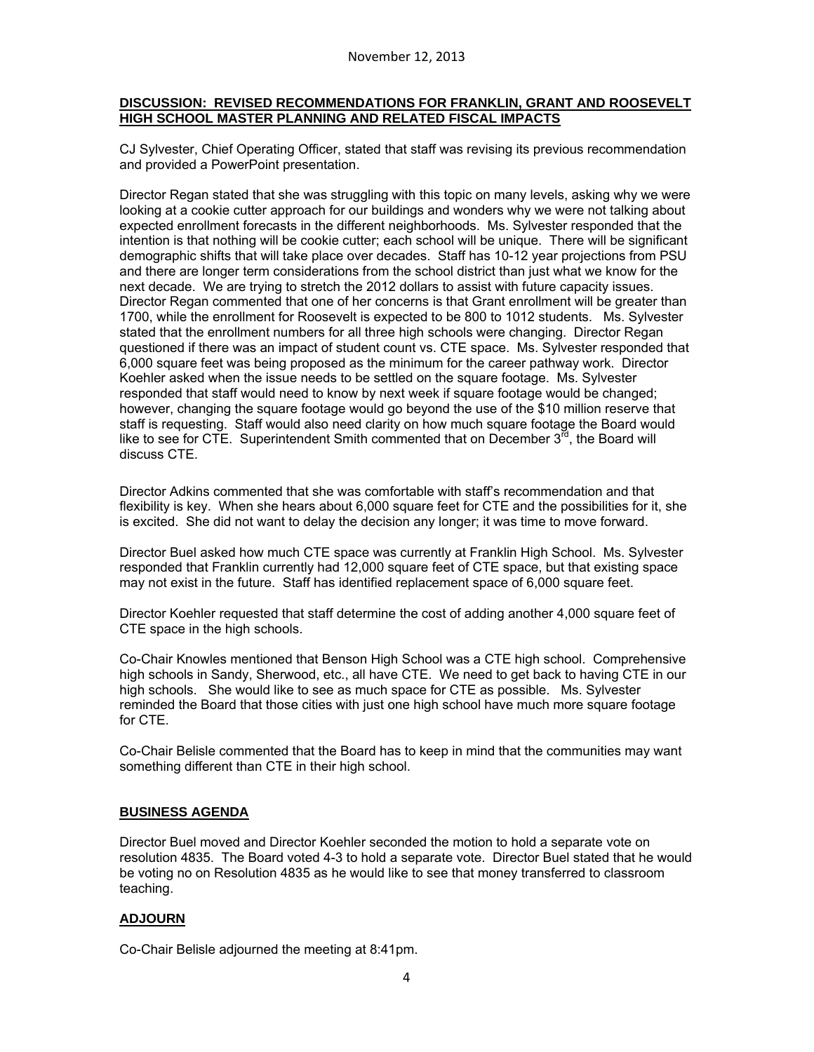November 12, 2013

**DISCUSSION: REVISED RECOMMENDATIONS FOR FRANKLIN, GRANT AND ROOSEVELT HIGH SCHOOL MASTER PLANNING AND RELATED FISCAL IMPACTS**

CJ Sylvester, Chief Operating Officer, stated that staff was revising its previous recommendation and provided a PowerPoint presentation.

Director Regan stated that she was struggling with this topic on many levels, asking why we were looking at a cookie cutter approach for our buildings and wonders why we were not talking about expected enrollment forecasts in the different neighborhoods. Ms. Sylvester responded that the intention is that nothing will be cookie cutter; each school will be unique. There will be significant demographic shifts that will take place over decades. Staff has 10-12 year projections from PSU and there are longer term considerations from the school district than just what we know for the next decade. We are trying to stretch the 2012 dollars to assist with future capacity issues. Director Regan commented that one of her concerns is that Grant enrollment will be greater than 1700, while the enrollment for Roosevelt is expected to be 800 to 1012 students. Ms. Sylvester stated that the enrollment numbers for all three high schools were changing. Director Regan questioned if there was an impact of student count vs. CTE space. Ms. Sylvester responded that 6,000 square feet was being proposed as the minimum for the career pathway work. Director Koehler asked when the issue needs to be settled on the square footage. Ms. Sylvester responded that staff would need to know by next week if square footage would be changed; however, changing the square footage would go beyond the use of the $10 million reserve that staff is requesting. Staff would also need clarity on how much square footage the Board would like to see for CTE. Superintendent Smith commented that on December 3rd, the Board will discuss CTE.

Director Adkins commented that she was comfortable with staff's recommendation and that flexibility is key. When she hears about 6,000 square feet for CTE and the possibilities for it, she is excited. She did not want to delay the decision any longer; it was time to move forward.

Director Buel asked how much CTE space was currently at Franklin High School. Ms. Sylvester responded that Franklin currently had 12,000 square feet of CTE space, but that existing space may not exist in the future. Staff has identified replacement space of 6,000 square feet.

Director Koehler requested that staff determine the cost of adding another 4,000 square feet of CTE space in the high schools.

Co-Chair Knowles mentioned that Benson High School was a CTE high school. Comprehensive high schools in Sandy, Sherwood, etc., all have CTE. We need to get back to having CTE in our high schools. She would like to see as much space for CTE as possible. Ms. Sylvester reminded the Board that those cities with just one high school have much more square footage for CTE.

Co-Chair Belisle commented that the Board has to keep in mind that the communities may want something different than CTE in their high school.

**BUSINESS AGENDA**

Director Buel moved and Director Koehler seconded the motion to hold a separate vote on resolution 4835. The Board voted 4-3 to hold a separate vote. Director Buel stated that he would be voting no on Resolution 4835 as he would like to see that money transferred to classroom teaching.

**ADJOURN**

Co-Chair Belisle adjourned the meeting at 8:41pm.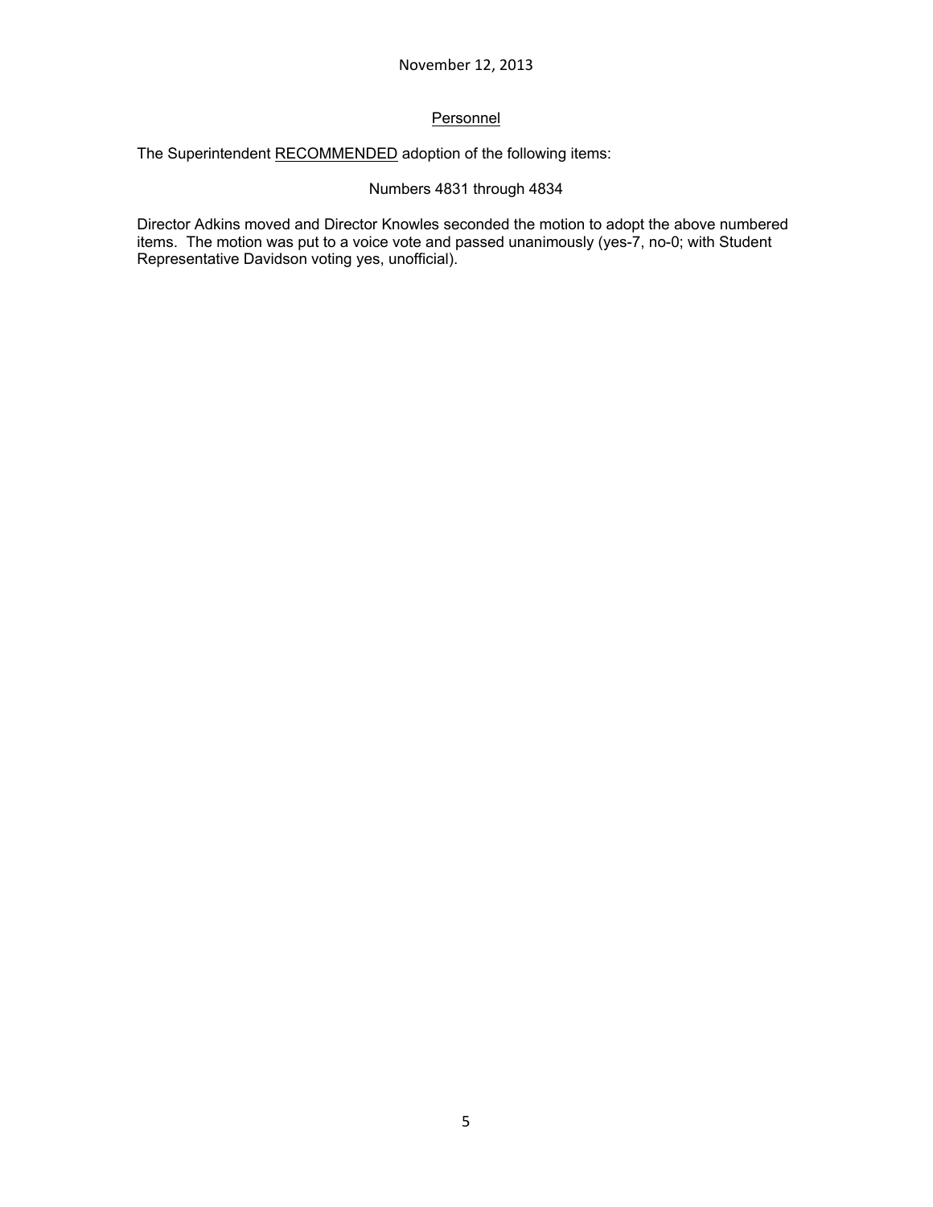## Personnel

The Superintendent RECOMMENDED adoption of the following items:

Numbers 4831 through 4834

Director Adkins moved and Director Knowles seconded the motion to adopt the above numbered items. The motion was put to a voice vote and passed unanimously (yes-7, no-0; with Student Representative Davidson voting yes, unofficial).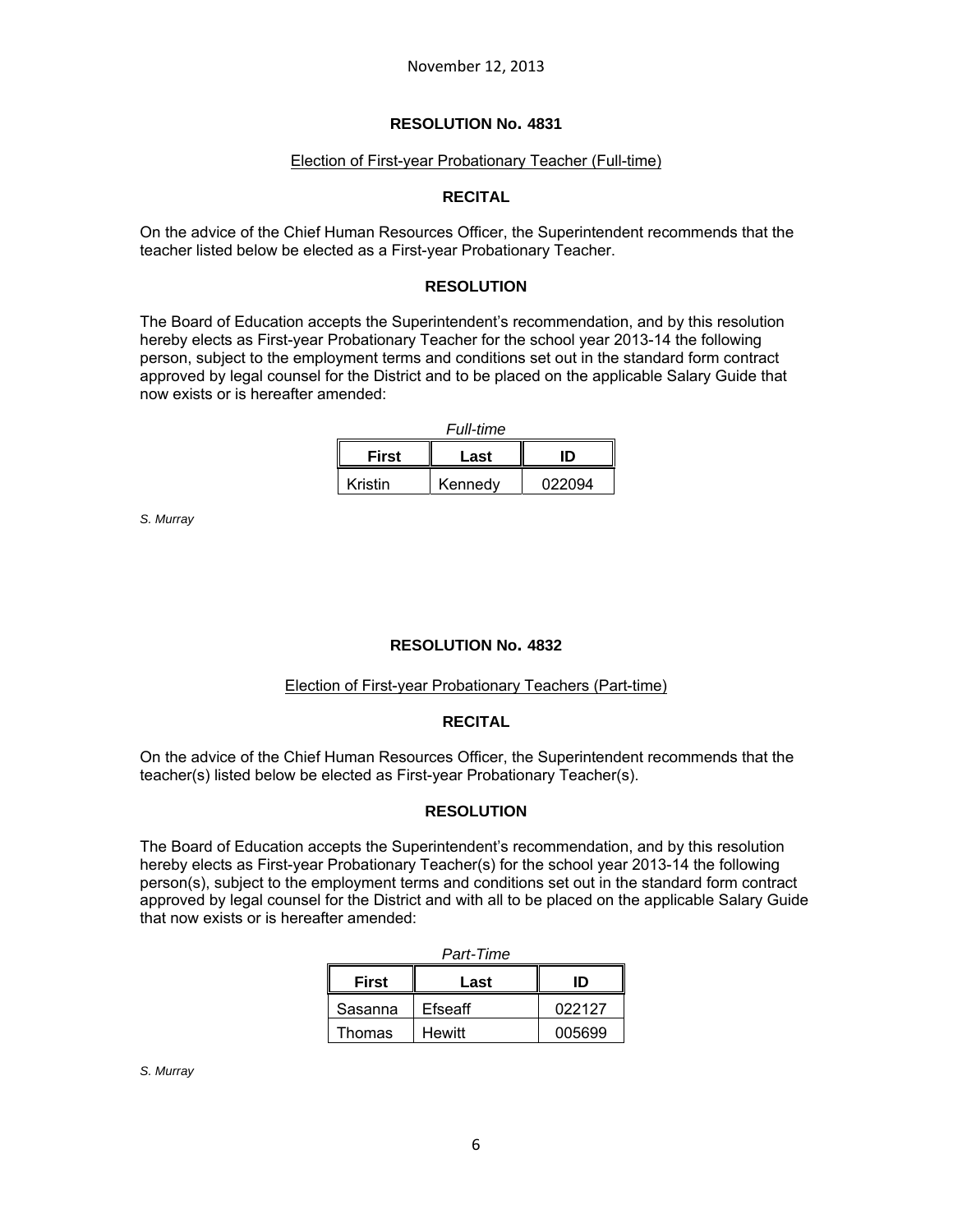November 12, 2013

## RESOLUTION No. 4831

Election of First-year Probationary Teacher (Full-time)

### RECITAL

On the advice of the Chief Human Resources Officer, the Superintendent recommends that the teacher listed below be elected as a First-year Probationary Teacher.

### RESOLUTION

The Board of Education accepts the Superintendent's recommendation, and by this resolution hereby elects as First-year Probationary Teacher for the school year 2013-14 the following person, subject to the employment terms and conditions set out in the standard form contract approved by legal counsel for the District and to be placed on the applicable Salary Guide that now exists or is hereafter amended:

*Full-time*

| First | Last | ID |
|---|---|---|
| Kristin | Kennedy | 022094 |

*S. Murray*

## RESOLUTION No. 4832

Election of First-year Probationary Teachers (Part-time)

### RECITAL

On the advice of the Chief Human Resources Officer, the Superintendent recommends that the teacher(s) listed below be elected as First-year Probationary Teacher(s).

### RESOLUTION

The Board of Education accepts the Superintendent's recommendation, and by this resolution hereby elects as First-year Probationary Teacher(s) for the school year 2013-14 the following person(s), subject to the employment terms and conditions set out in the standard form contract approved by legal counsel for the District and with all to be placed on the applicable Salary Guide that now exists or is hereafter amended:

*Part-Time*

| First | Last | ID |
|---|---|---|
| Sasanna | Efseaff | 022127 |
| Thomas | Hewitt | 005699 |

*S. Murray*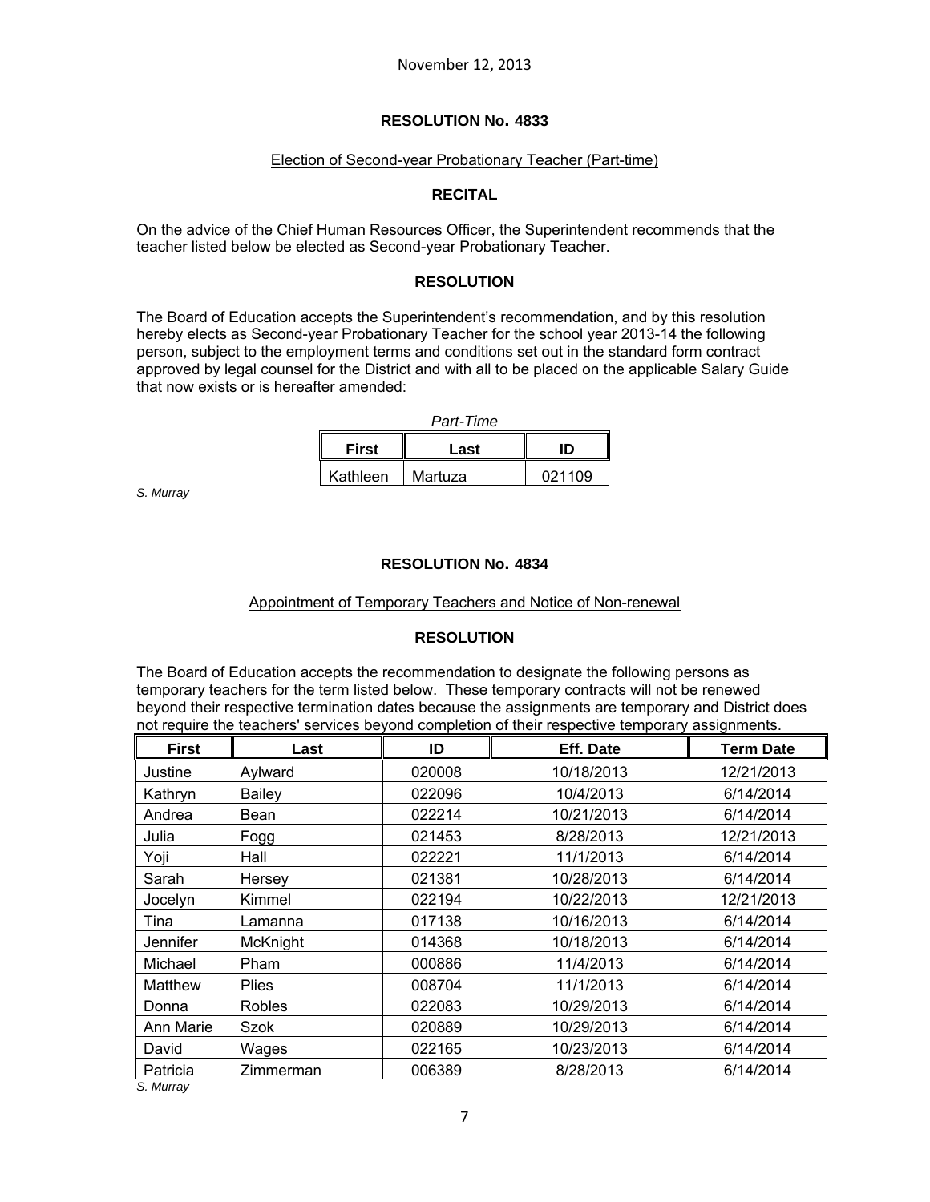November 12, 2013

## RESOLUTION No. 4833

Election of Second-year Probationary Teacher (Part-time)

### RECITAL

On the advice of the Chief Human Resources Officer, the Superintendent recommends that the teacher listed below be elected as Second-year Probationary Teacher.

### RESOLUTION

The Board of Education accepts the Superintendent's recommendation, and by this resolution hereby elects as Second-year Probationary Teacher for the school year 2013-14 the following person, subject to the employment terms and conditions set out in the standard form contract approved by legal counsel for the District and with all to be placed on the applicable Salary Guide that now exists or is hereafter amended:

*Part-Time*

| First | Last | ID |
|---|---|---|
| Kathleen | Martuza | 021109 |

*S. Murray*

## RESOLUTION No. 4834

Appointment of Temporary Teachers and Notice of Non-renewal

### RESOLUTION

The Board of Education accepts the recommendation to designate the following persons as temporary teachers for the term listed below. These temporary contracts will not be renewed beyond their respective termination dates because the assignments are temporary and District does not require the teachers' services beyond completion of their respective temporary assignments.

| First | Last | ID | Eff. Date | Term Date |
|---|---|---|---|---|
| Justine | Aylward | 020008 | 10/18/2013 | 12/21/2013 |
| Kathryn | Bailey | 022096 | 10/4/2013 | 6/14/2014 |
| Andrea | Bean | 022214 | 10/21/2013 | 6/14/2014 |
| Julia | Fogg | 021453 | 8/28/2013 | 12/21/2013 |
| Yoji | Hall | 022221 | 11/1/2013 | 6/14/2014 |
| Sarah | Hersey | 021381 | 10/28/2013 | 6/14/2014 |
| Jocelyn | Kimmel | 022194 | 10/22/2013 | 12/21/2013 |
| Tina | Lamanna | 017138 | 10/16/2013 | 6/14/2014 |
| Jennifer | McKnight | 014368 | 10/18/2013 | 6/14/2014 |
| Michael | Pham | 000886 | 11/4/2013 | 6/14/2014 |
| Matthew | Plies | 008704 | 11/1/2013 | 6/14/2014 |
| Donna | Robles | 022083 | 10/29/2013 | 6/14/2014 |
| Ann Marie | Szok | 020889 | 10/29/2013 | 6/14/2014 |
| David | Wages | 022165 | 10/23/2013 | 6/14/2014 |
| Patricia | Zimmerman | 006389 | 8/28/2013 | 6/14/2014 |

*S. Murray*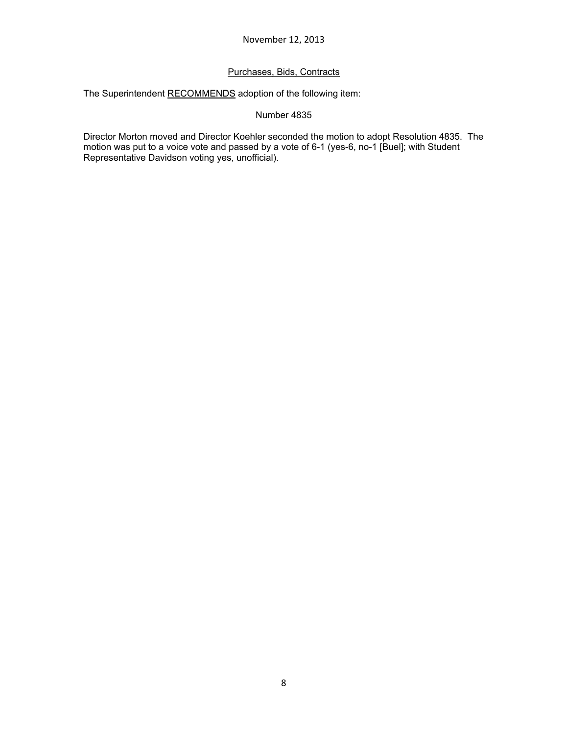November 12, 2013

## Purchases, Bids, Contracts

The Superintendent RECOMMENDS adoption of the following item:

Number 4835

Director Morton moved and Director Koehler seconded the motion to adopt Resolution 4835. The motion was put to a voice vote and passed by a vote of 6-1 (yes-6, no-1 [Buel]; with Student Representative Davidson voting yes, unofficial).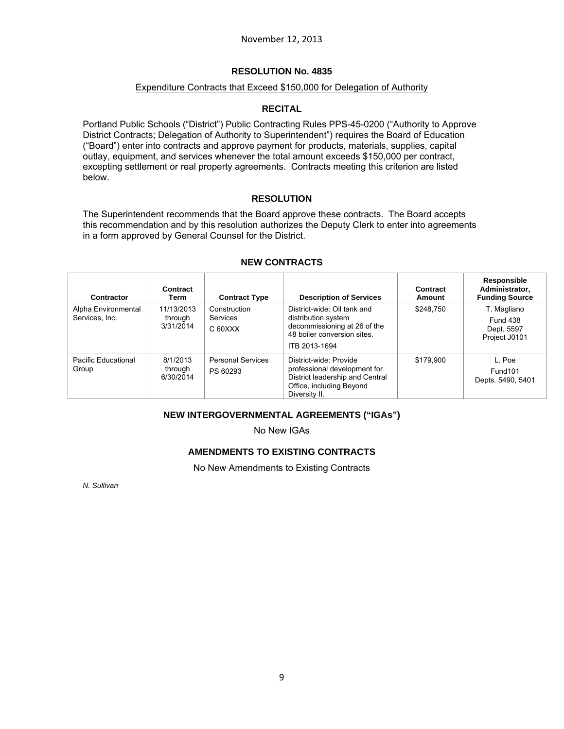November 12, 2013

## RESOLUTION No. 4835

Expenditure Contracts that Exceed $150,000 for Delegation of Authority

### RECITAL

Portland Public Schools ("District") Public Contracting Rules PPS-45-0200 ("Authority to Approve District Contracts; Delegation of Authority to Superintendent") requires the Board of Education ("Board") enter into contracts and approve payment for products, materials, supplies, capital outlay, equipment, and services whenever the total amount exceeds $150,000 per contract, excepting settlement or real property agreements. Contracts meeting this criterion are listed below.

### RESOLUTION

The Superintendent recommends that the Board approve these contracts. The Board accepts this recommendation and by this resolution authorizes the Deputy Clerk to enter into agreements in a form approved by General Counsel for the District.

### NEW CONTRACTS

| Contractor | Contract Term | Contract Type | Description of Services | Contract Amount | Responsible Administrator, Funding Source |
|---|---|---|---|---|---|
| Alpha Environmental Services, Inc. | 11/13/2013 through 3/31/2014 | Construction Services C 60XXX | District-wide: Oil tank and distribution system decommissioning at 26 of the 48 boiler conversion sites. ITB 2013-1694 | $248,750 | T. Magliano Fund 438 Dept. 5597 Project J0101 |
| Pacific Educational Group | 8/1/2013 through 6/30/2014 | Personal Services PS 60293 | District-wide: Provide professional development for District leadership and Central Office, including Beyond Diversity II. | $179,900 | L. Poe Fund101 Depts. 5490, 5401 |

### NEW INTERGOVERNMENTAL AGREEMENTS ("IGAs")

No New IGAs

### AMENDMENTS TO EXISTING CONTRACTS

No New Amendments to Existing Contracts

*N. Sullivan*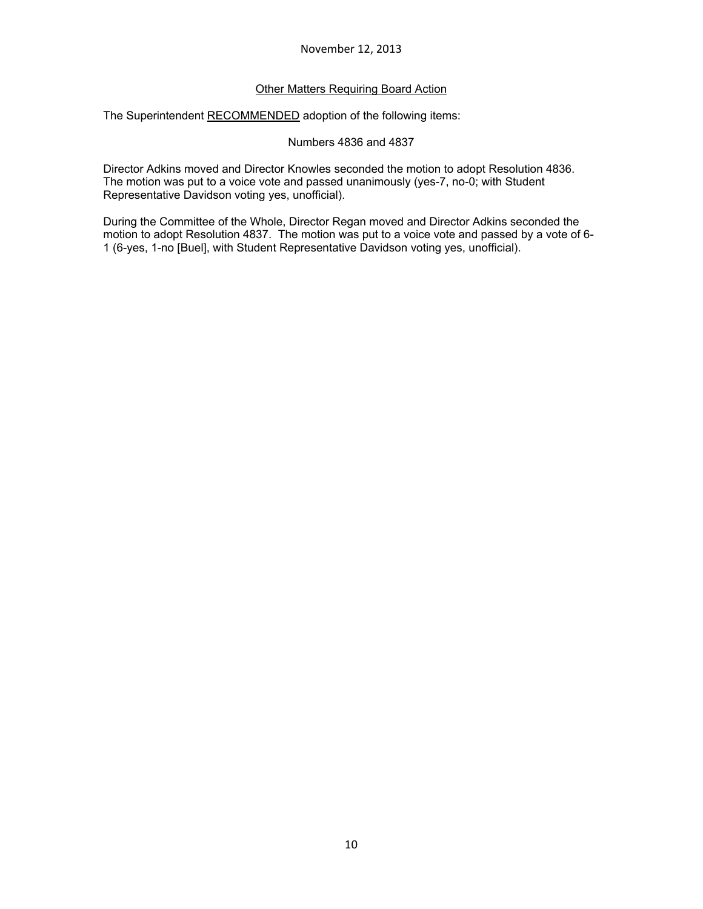November 12, 2013

## Other Matters Requiring Board Action

The Superintendent RECOMMENDED adoption of the following items:

Numbers 4836 and 4837

Director Adkins moved and Director Knowles seconded the motion to adopt Resolution 4836. The motion was put to a voice vote and passed unanimously (yes-7, no-0; with Student Representative Davidson voting yes, unofficial).

During the Committee of the Whole, Director Regan moved and Director Adkins seconded the motion to adopt Resolution 4837. The motion was put to a voice vote and passed by a vote of 6-1 (6-yes, 1-no [Buel], with Student Representative Davidson voting yes, unofficial).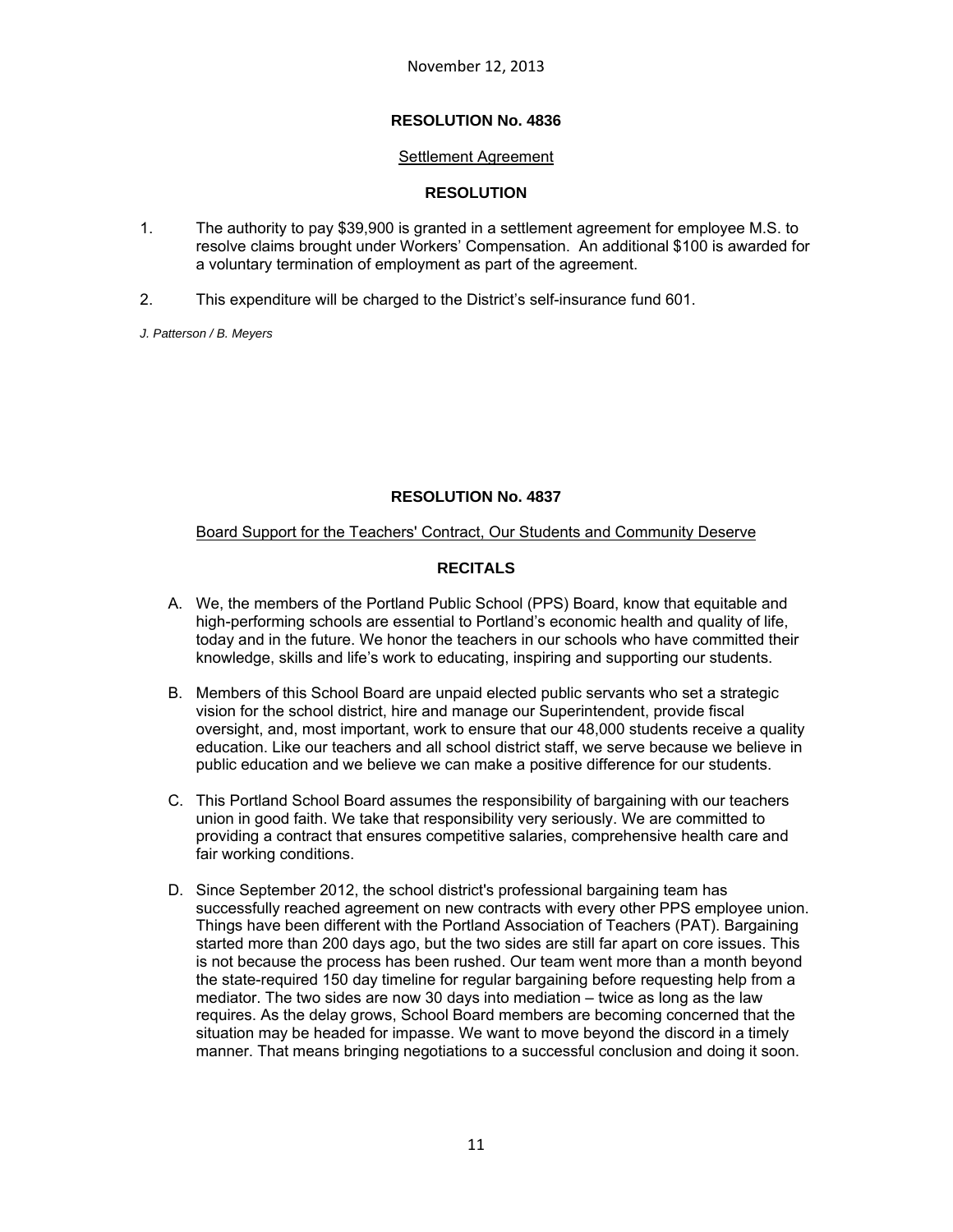November 12, 2013

**RESOLUTION No. 4836**

Settlement Agreement

**RESOLUTION**

1. The authority to pay $39,900 is granted in a settlement agreement for employee M.S. to resolve claims brought under Workers' Compensation. An additional $100 is awarded for a voluntary termination of employment as part of the agreement.

2. This expenditure will be charged to the District's self-insurance fund 601.

*J. Patterson / B. Meyers*

**RESOLUTION No. 4837**

Board Support for the Teachers' Contract, Our Students and Community Deserve

**RECITALS**

A. We, the members of the Portland Public School (PPS) Board, know that equitable and high-performing schools are essential to Portland's economic health and quality of life, today and in the future. We honor the teachers in our schools who have committed their knowledge, skills and life's work to educating, inspiring and supporting our students.

B. Members of this School Board are unpaid elected public servants who set a strategic vision for the school district, hire and manage our Superintendent, provide fiscal oversight, and, most important, work to ensure that our 48,000 students receive a quality education. Like our teachers and all school district staff, we serve because we believe in public education and we believe we can make a positive difference for our students.

C. This Portland School Board assumes the responsibility of bargaining with our teachers union in good faith. We take that responsibility very seriously. We are committed to providing a contract that ensures competitive salaries, comprehensive health care and fair working conditions.

D. Since September 2012, the school district's professional bargaining team has successfully reached agreement on new contracts with every other PPS employee union. Things have been different with the Portland Association of Teachers (PAT). Bargaining started more than 200 days ago, but the two sides are still far apart on core issues. This is not because the process has been rushed. Our team went more than a month beyond the state-required 150 day timeline for regular bargaining before requesting help from a mediator. The two sides are now 30 days into mediation – twice as long as the law requires. As the delay grows, School Board members are becoming concerned that the situation may be headed for impasse. We want to move beyond the discord in a timely manner. That means bringing negotiations to a successful conclusion and doing it soon.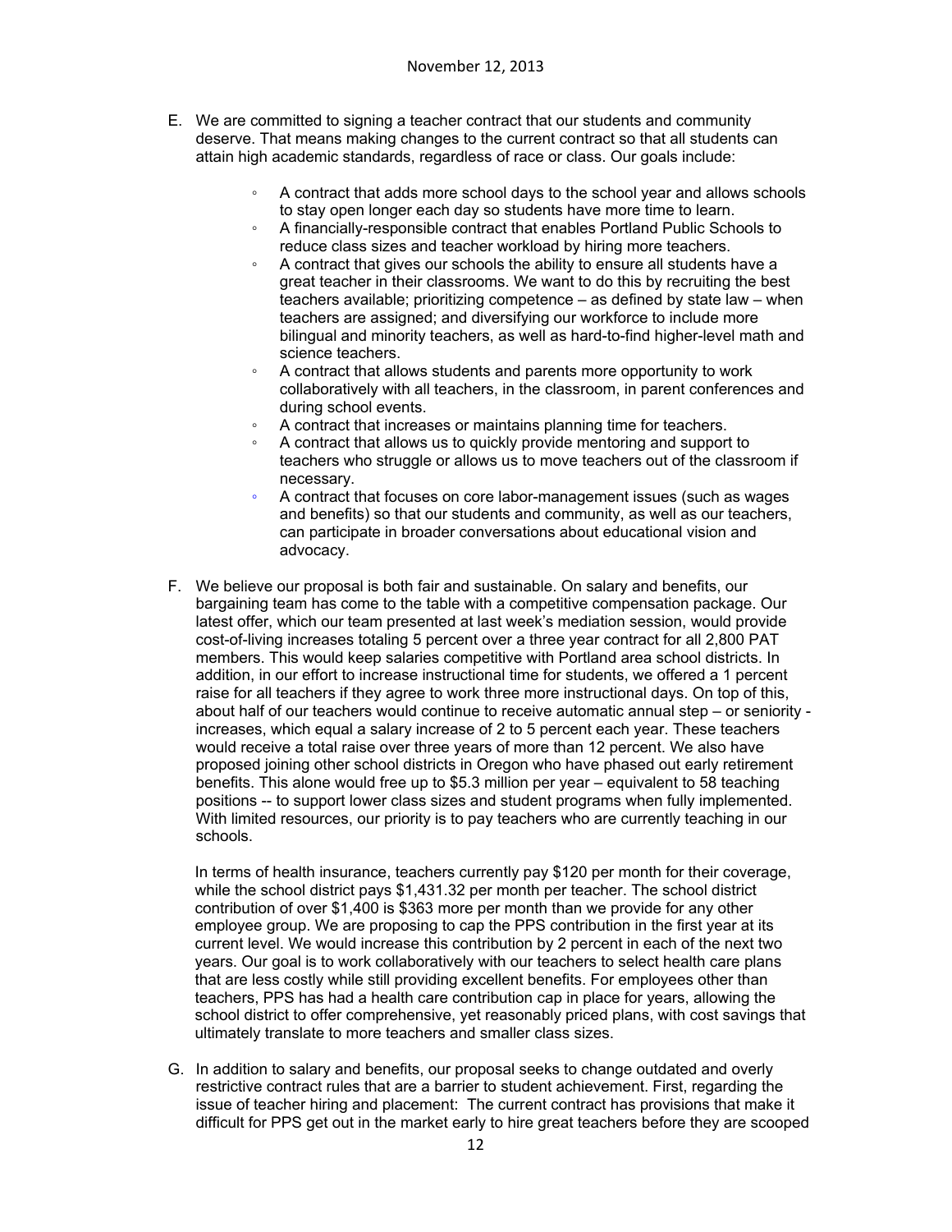E. We are committed to signing a teacher contract that our students and community deserve. That means making changes to the current contract so that all students can attain high academic standards, regardless of race or class. Our goals include:

   - A contract that adds more school days to the school year and allows schools to stay open longer each day so students have more time to learn.
   - A financially-responsible contract that enables Portland Public Schools to reduce class sizes and teacher workload by hiring more teachers.
   - A contract that gives our schools the ability to ensure all students have a great teacher in their classrooms. We want to do this by recruiting the best teachers available; prioritizing competence – as defined by state law – when teachers are assigned; and diversifying our workforce to include more bilingual and minority teachers, as well as hard-to-find higher-level math and science teachers.
   - A contract that allows students and parents more opportunity to work collaboratively with all teachers, in the classroom, in parent conferences and during school events.
   - A contract that increases or maintains planning time for teachers.
   - A contract that allows us to quickly provide mentoring and support to teachers who struggle or allows us to move teachers out of the classroom if necessary.
   - A contract that focuses on core labor-management issues (such as wages and benefits) so that our students and community, as well as our teachers, can participate in broader conversations about educational vision and advocacy.

F. We believe our proposal is both fair and sustainable. On salary and benefits, our bargaining team has come to the table with a competitive compensation package. Our latest offer, which our team presented at last week's mediation session, would provide cost-of-living increases totaling 5 percent over a three year contract for all 2,800 PAT members. This would keep salaries competitive with Portland area school districts. In addition, in our effort to increase instructional time for students, we offered a 1 percent raise for all teachers if they agree to work three more instructional days. On top of this, about half of our teachers would continue to receive automatic annual step – or seniority - increases, which equal a salary increase of 2 to 5 percent each year. These teachers would receive a total raise over three years of more than 12 percent. We also have proposed joining other school districts in Oregon who have phased out early retirement benefits. This alone would free up to $5.3 million per year – equivalent to 58 teaching positions -- to support lower class sizes and student programs when fully implemented. With limited resources, our priority is to pay teachers who are currently teaching in our schools.

   In terms of health insurance, teachers currently pay $120 per month for their coverage, while the school district pays $1,431.32 per month per teacher. The school district contribution of over $1,400 is $363 more per month than we provide for any other employee group. We are proposing to cap the PPS contribution in the first year at its current level. We would increase this contribution by 2 percent in each of the next two years. Our goal is to work collaboratively with our teachers to select health care plans that are less costly while still providing excellent benefits. For employees other than teachers, PPS has had a health care contribution cap in place for years, allowing the school district to offer comprehensive, yet reasonably priced plans, with cost savings that ultimately translate to more teachers and smaller class sizes.

G. In addition to salary and benefits, our proposal seeks to change outdated and overly restrictive contract rules that are a barrier to student achievement. First, regarding the issue of teacher hiring and placement: The current contract has provisions that make it difficult for PPS get out in the market early to hire great teachers before they are scooped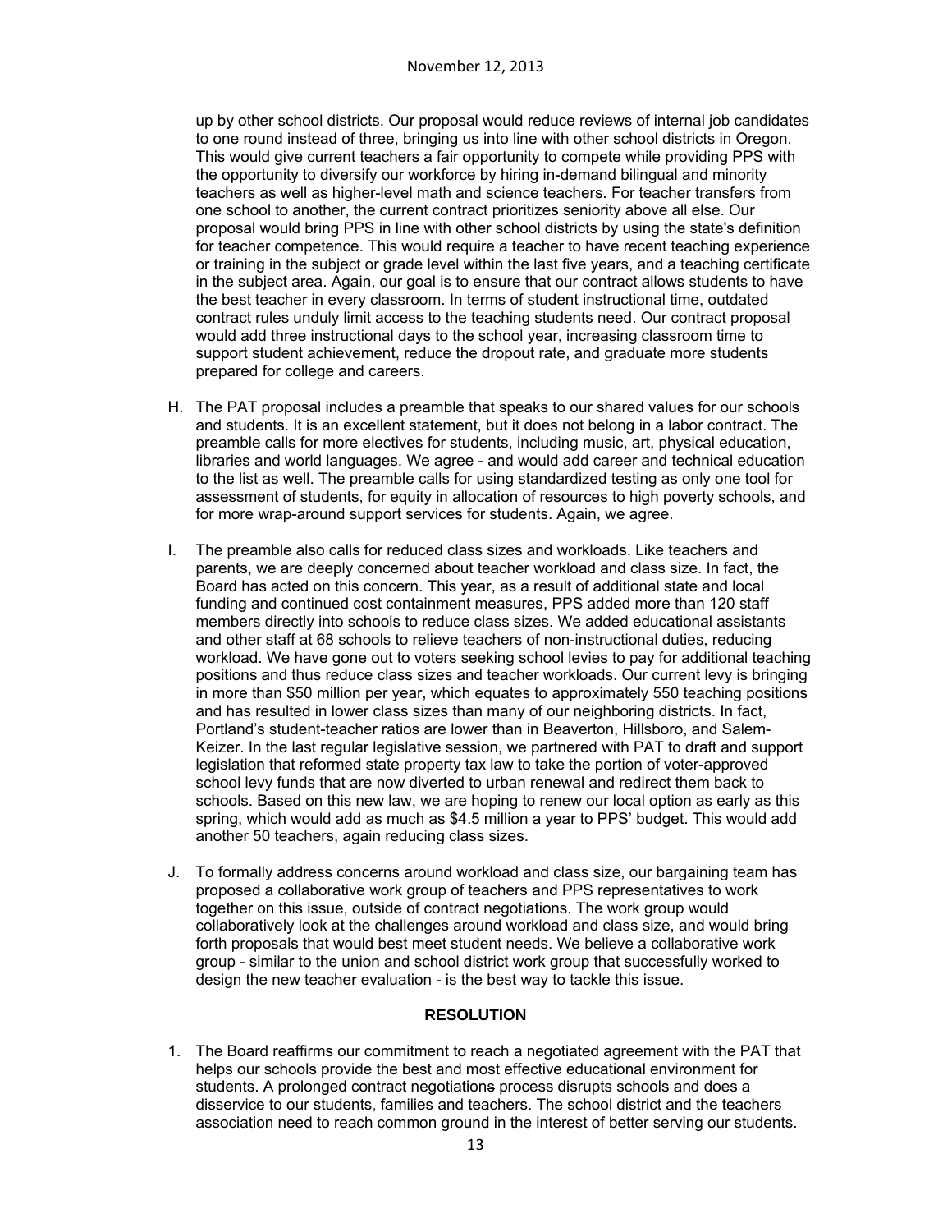up by other school districts. Our proposal would reduce reviews of internal job candidates to one round instead of three, bringing us into line with other school districts in Oregon. This would give current teachers a fair opportunity to compete while providing PPS with the opportunity to diversify our workforce by hiring in-demand bilingual and minority teachers as well as higher-level math and science teachers. For teacher transfers from one school to another, the current contract prioritizes seniority above all else. Our proposal would bring PPS in line with other school districts by using the state's definition for teacher competence. This would require a teacher to have recent teaching experience or training in the subject or grade level within the last five years, and a teaching certificate in the subject area. Again, our goal is to ensure that our contract allows students to have the best teacher in every classroom. In terms of student instructional time, outdated contract rules unduly limit access to the teaching students need. Our contract proposal would add three instructional days to the school year, increasing classroom time to support student achievement, reduce the dropout rate, and graduate more students prepared for college and careers.

H. The PAT proposal includes a preamble that speaks to our shared values for our schools and students. It is an excellent statement, but it does not belong in a labor contract. The preamble calls for more electives for students, including music, art, physical education, libraries and world languages. We agree - and would add career and technical education to the list as well. The preamble calls for using standardized testing as only one tool for assessment of students, for equity in allocation of resources to high poverty schools, and for more wrap-around support services for students. Again, we agree.

I. The preamble also calls for reduced class sizes and workloads. Like teachers and parents, we are deeply concerned about teacher workload and class size. In fact, the Board has acted on this concern. This year, as a result of additional state and local funding and continued cost containment measures, PPS added more than 120 staff members directly into schools to reduce class sizes. We added educational assistants and other staff at 68 schools to relieve teachers of non-instructional duties, reducing workload. We have gone out to voters seeking school levies to pay for additional teaching positions and thus reduce class sizes and teacher workloads. Our current levy is bringing in more than $50 million per year, which equates to approximately 550 teaching positions and has resulted in lower class sizes than many of our neighboring districts. In fact, Portland's student-teacher ratios are lower than in Beaverton, Hillsboro, and Salem-Keizer. In the last regular legislative session, we partnered with PAT to draft and support legislation that reformed state property tax law to take the portion of voter-approved school levy funds that are now diverted to urban renewal and redirect them back to schools. Based on this new law, we are hoping to renew our local option as early as this spring, which would add as much as $4.5 million a year to PPS' budget. This would add another 50 teachers, again reducing class sizes.

J. To formally address concerns around workload and class size, our bargaining team has proposed a collaborative work group of teachers and PPS representatives to work together on this issue, outside of contract negotiations. The work group would collaboratively look at the challenges around workload and class size, and would bring forth proposals that would best meet student needs. We believe a collaborative work group - similar to the union and school district work group that successfully worked to design the new teacher evaluation - is the best way to tackle this issue.

**RESOLUTION**

1. The Board reaffirms our commitment to reach a negotiated agreement with the PAT that helps our schools provide the best and most effective educational environment for students. A prolonged contract negotiations process disrupts schools and does a disservice to our students, families and teachers. The school district and the teachers association need to reach common ground in the interest of better serving our students.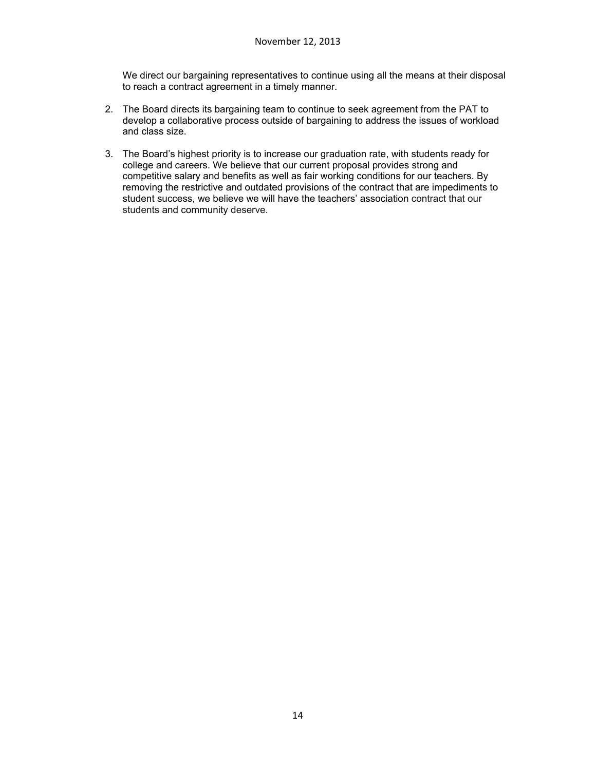We direct our bargaining representatives to continue using all the means at their disposal to reach a contract agreement in a timely manner.

2. The Board directs its bargaining team to continue to seek agreement from the PAT to develop a collaborative process outside of bargaining to address the issues of workload and class size.

3. The Board's highest priority is to increase our graduation rate, with students ready for college and careers. We believe that our current proposal provides strong and competitive salary and benefits as well as fair working conditions for our teachers. By removing the restrictive and outdated provisions of the contract that are impediments to student success, we believe we will have the teachers' association contract that our students and community deserve.